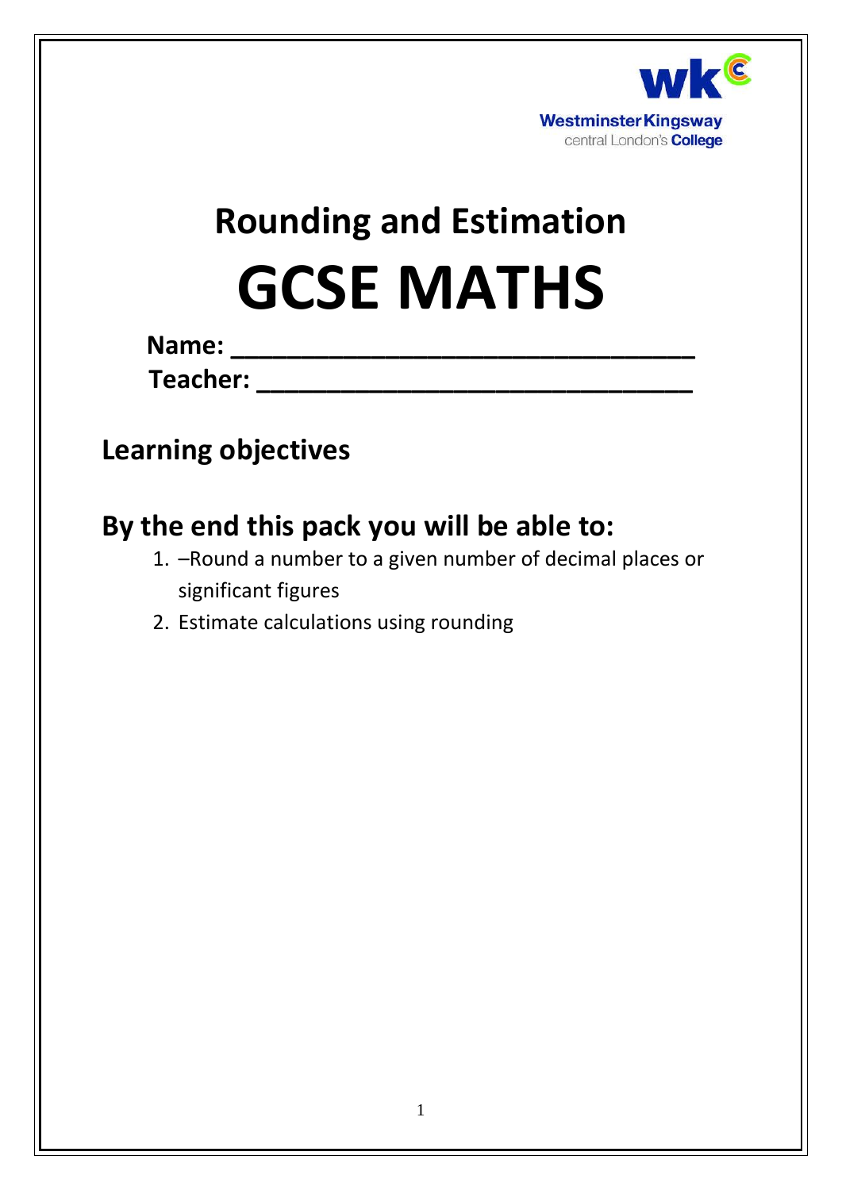WestminsterKingsway
central London's **College**

# Rounding and Estimation

# GCSE MATHS

**Name: ________________________________**

**Teacher: ______________________________**

## Learning objectives

## By the end this pack you will be able to:

1. –Round a number to a given number of decimal places or significant figures
2. Estimate calculations using rounding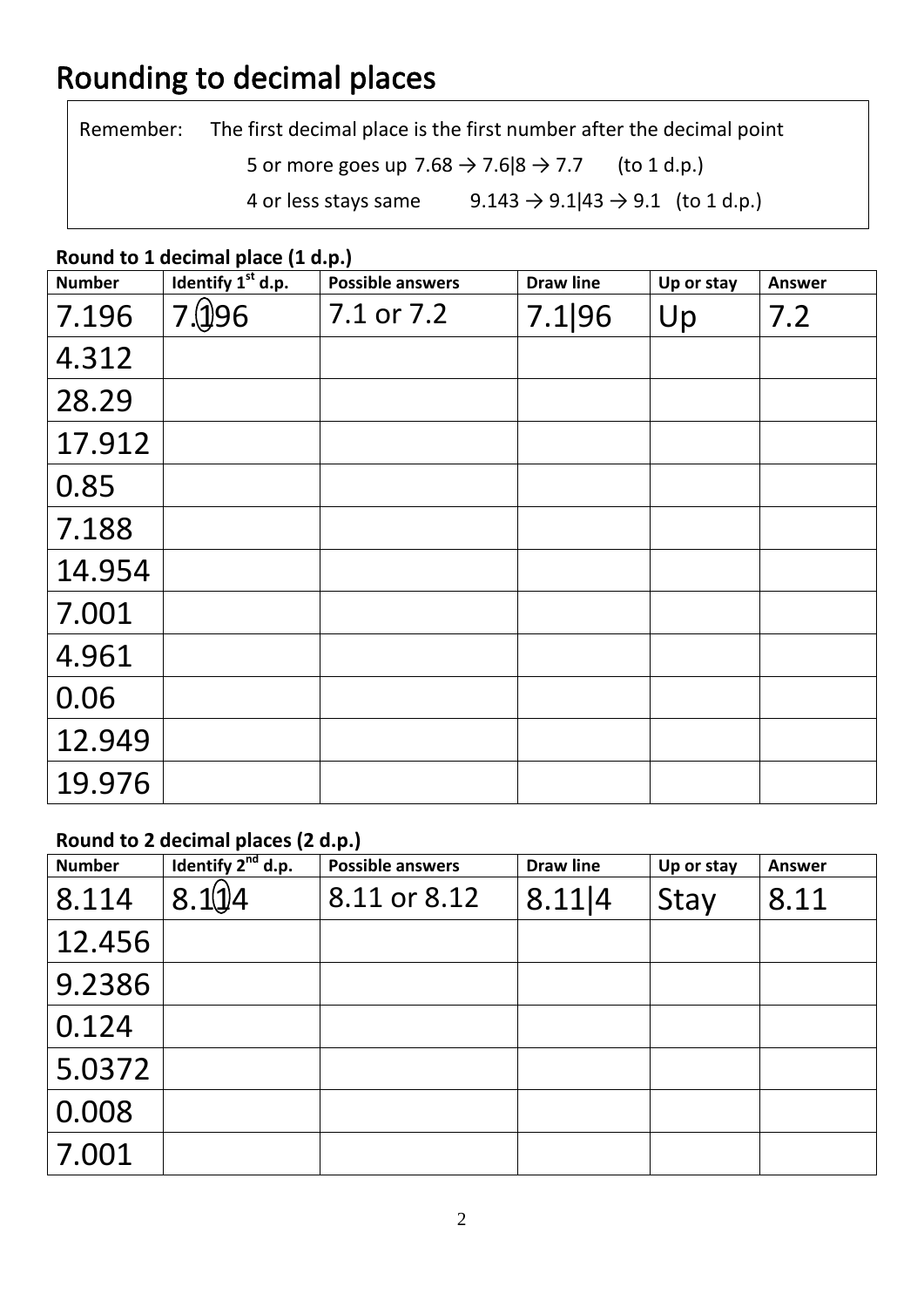# Rounding to decimal places

> Remember: The first decimal place is the first number after the decimal point
>
> 5 or more goes up 7.68 → 7.6|8 → 7.7 (to 1 d.p.)
>
> 4 or less stays same 9.143 → 9.1|43 → 9.1 (to 1 d.p.)

**Round to 1 decimal place (1 d.p.)**

| Number | Identify 1st d.p. | Possible answers | Draw line | Up or stay | Answer |
|---|---|---|---|---|---|
| 7.196 | 7.(1)96 | 7.1 or 7.2 | 7.1\|96 | Up | 7.2 |
| 4.312 | | | | | |
| 28.29 | | | | | |
| 17.912 | | | | | |
| 0.85 | | | | | |
| 7.188 | | | | | |
| 14.954 | | | | | |
| 7.001 | | | | | |
| 4.961 | | | | | |
| 0.06 | | | | | |
| 12.949 | | | | | |
| 19.976 | | | | | |

**Round to 2 decimal places (2 d.p.)**

| Number | Identify 2nd d.p. | Possible answers | Draw line | Up or stay | Answer |
|---|---|---|---|---|---|
| 8.114 | 8.1(1)4 | 8.11 or 8.12 | 8.11\|4 | Stay | 8.11 |
| 12.456 | | | | | |
| 9.2386 | | | | | |
| 0.124 | | | | | |
| 5.0372 | | | | | |
| 0.008 | | | | | |
| 7.001 | | | | | |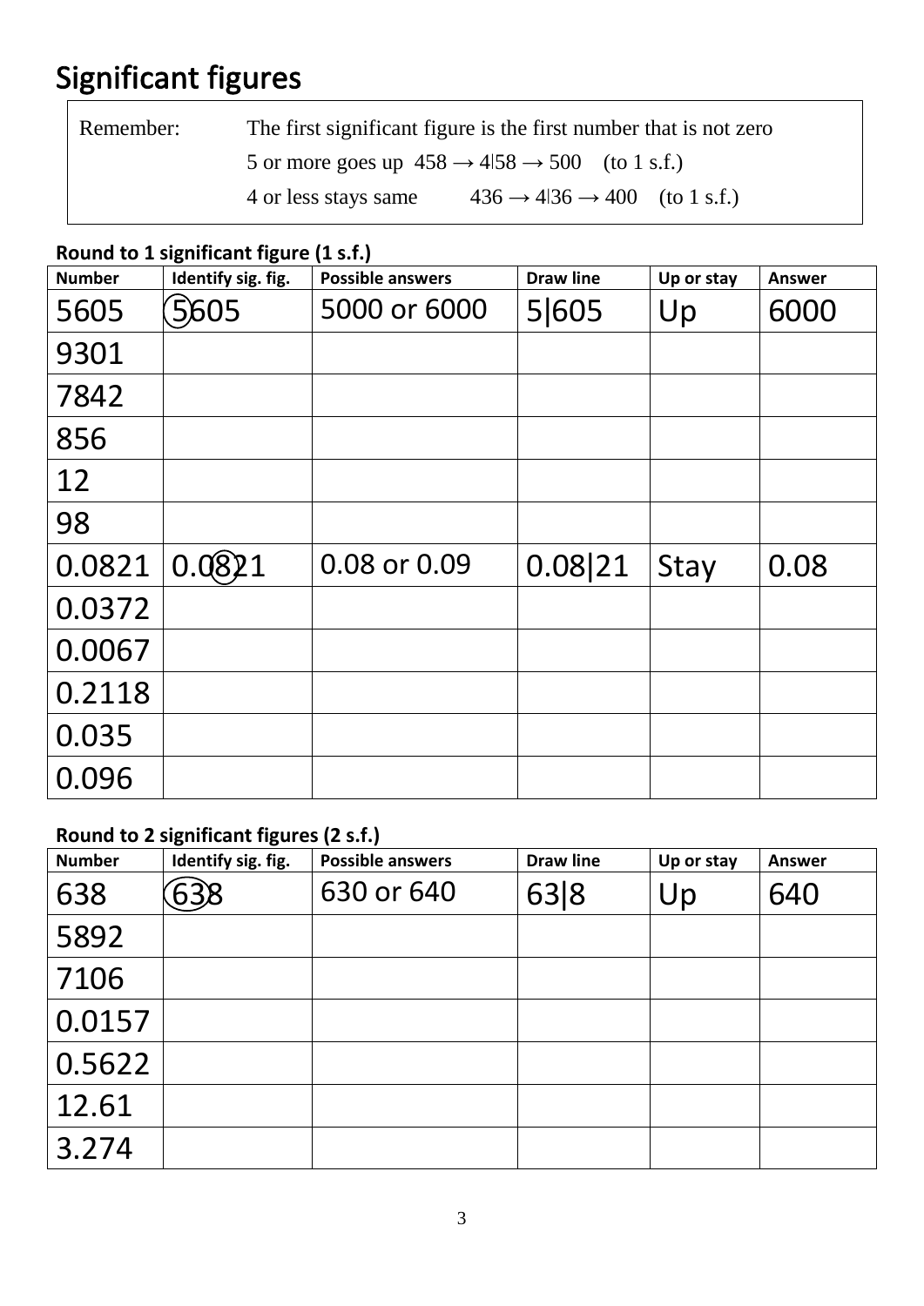# Significant figures

Remember: The first significant figure is the first number that is not zero

5 or more goes up 458 → 4|58 → 500 (to 1 s.f.)

4 or less stays same 436 → 4|36 → 400 (to 1 s.f.)

**Round to 1 significant figure (1 s.f.)**

| Number | Identify sig. fig. | Possible answers | Draw line | Up or stay | Answer |
|---|---|---|---|---|---|
| 5605 | 5605 | 5000 or 6000 | 5&#124;605 | Up | 6000 |
| 9301 | | | | | |
| 7842 | | | | | |
| 856 | | | | | |
| 12 | | | | | |
| 98 | | | | | |
| 0.0821 | 0.0821 | 0.08 or 0.09 | 0.08&#124;21 | Stay | 0.08 |
| 0.0372 | | | | | |
| 0.0067 | | | | | |
| 0.2118 | | | | | |
| 0.035 | | | | | |
| 0.096 | | | | | |

**Round to 2 significant figures (2 s.f.)**

| Number | Identify sig. fig. | Possible answers | Draw line | Up or stay | Answer |
|---|---|---|---|---|---|
| 638 | 638 | 630 or 640 | 63&#124;8 | Up | 640 |
| 5892 | | | | | |
| 7106 | | | | | |
| 0.0157 | | | | | |
| 0.5622 | | | | | |
| 12.61 | | | | | |
| 3.274 | | | | | |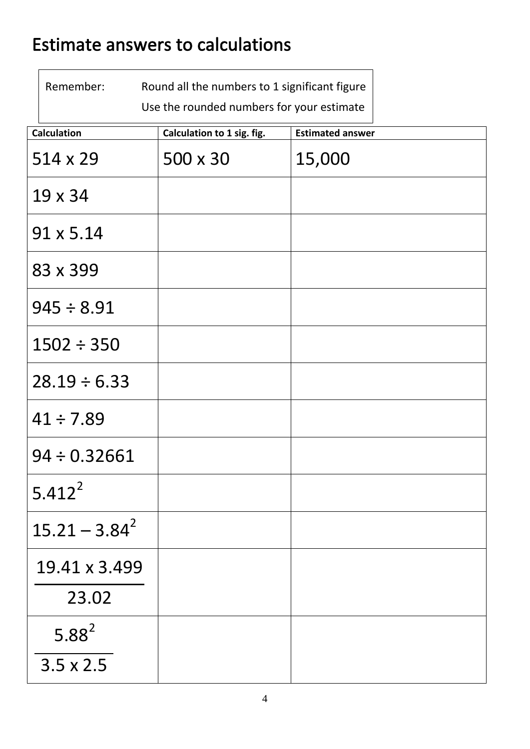# Estimate answers to calculations

Remember: Round all the numbers to 1 significant figure
Use the rounded numbers for your estimate

| Calculation | Calculation to 1 sig. fig. | Estimated answer |
| --- | --- | --- |
| 514 x 29 | 500 x 30 | 15,000 |
| 19 x 34 | | |
| 91 x 5.14 | | |
| 83 x 399 | | |
| 945 ÷ 8.91 | | |
| 1502 ÷ 350 | | |
| 28.19 ÷ 6.33 | | |
| 41 ÷ 7.89 | | |
| 94 ÷ 0.32661 | | |
| $5.412^2$ | | |
| $15.21 - 3.84^2$ | | |
| $\frac{19.41 \times 3.499}{23.02}$ | | |
| $\frac{5.88^2}{3.5 \times 2.5}$ | | |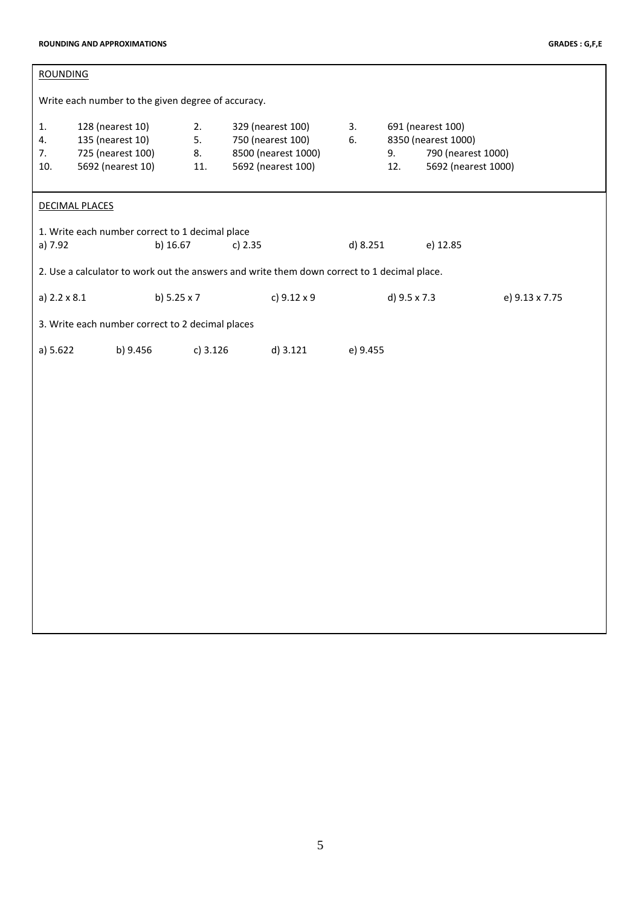## ROUNDING

Write each number to the given degree of accuracy.

1. 128 (nearest 10)
2. 329 (nearest 100)
3. 691 (nearest 100)
4. 135 (nearest 10)
5. 750 (nearest 100)
6. 8350 (nearest 1000)
7. 725 (nearest 100)
8. 8500 (nearest 1000)
9. 790 (nearest 1000)
10. 5692 (nearest 10)
11. 5692 (nearest 100)
12. 5692 (nearest 1000)

## DECIMAL PLACES

1. Write each number correct to 1 decimal place

a) 7.92 b) 16.67 c) 2.35 d) 8.251 e) 12.85

2. Use a calculator to work out the answers and write them down correct to 1 decimal place.

a) 2.2 x 8.1 b) 5.25 x 7 c) 9.12 x 9 d) 9.5 x 7.3 e) 9.13 x 7.75

3. Write each number correct to 2 decimal places

a) 5.622 b) 9.456 c) 3.126 d) 3.121 e) 9.455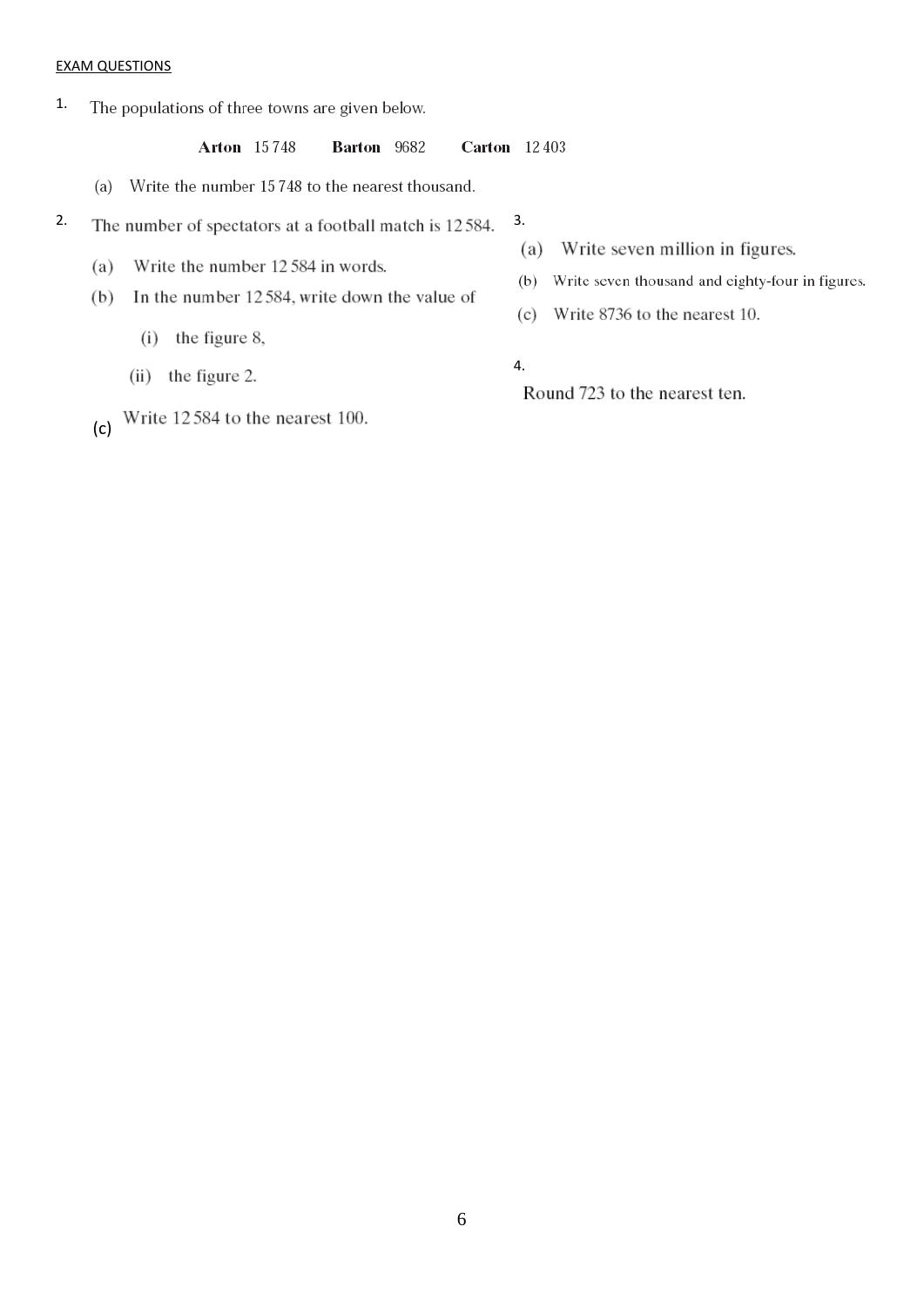EXAM QUESTIONS

1. The populations of three towns are given below.

**Arton** 15 748 **Barton** 9682 **Carton** 12 403

(a) Write the number 15 748 to the nearest thousand.

2. The number of spectators at a football match is 12 584.

(a) Write the number 12 584 in words.

(b) In the number 12 584, write down the value of

(i) the figure 8,

(ii) the figure 2.

(c) Write 12 584 to the nearest 100.

3.

(a) Write seven million in figures.

(b) Write seven thousand and eighty-four in figures.

(c) Write 8736 to the nearest 10.

4.

Round 723 to the nearest ten.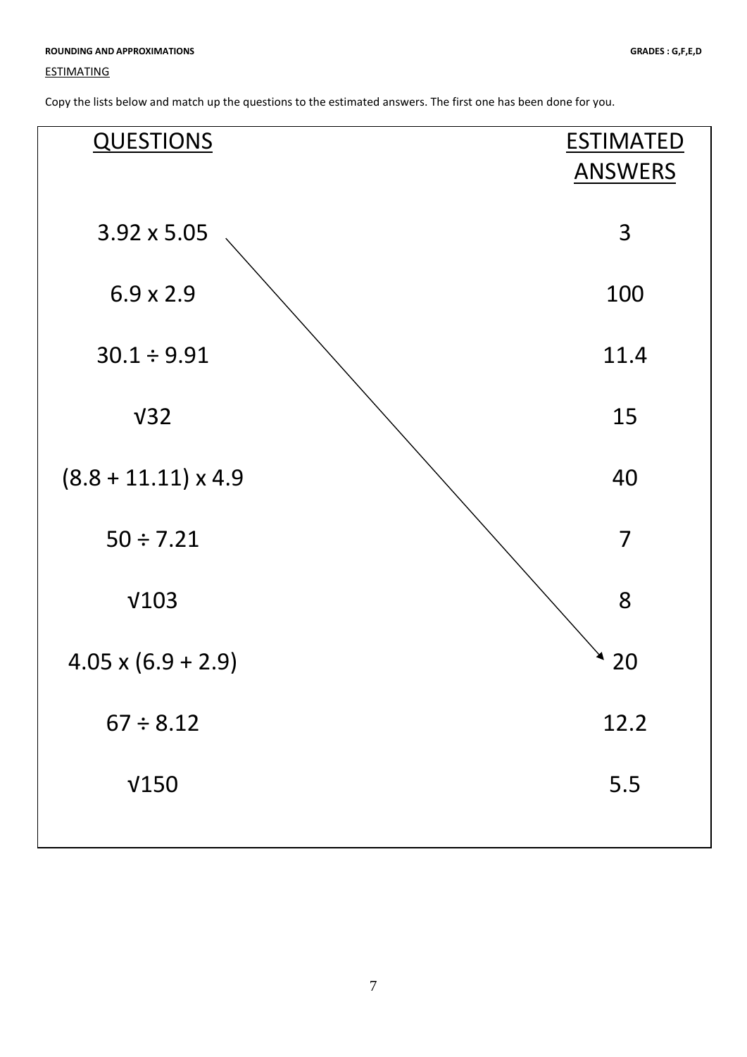ROUNDING AND APPROXIMATIONS GRADES : G,F,E,D

ESTIMATING

Copy the lists below and match up the questions to the estimated answers. The first one has been done for you.

| QUESTIONS | ESTIMATED ANSWERS |
|---|---|
| $3.92 \times 5.05$ | 3 |
| $6.9 \times 2.9$ | 100 |
| $30.1 \div 9.91$ | 11.4 |
| $\sqrt{32}$ | 15 |
| $(8.8 + 11.11) \times 4.9$ | 40 |
| $50 \div 7.21$ | 7 |
| $\sqrt{103}$ | 8 |
| $4.05 \times (6.9 + 2.9)$ | 20 |
| $67 \div 8.12$ | 12.2 |
| $\sqrt{150}$ | 5.5 |

(An arrow links $3.92 \times 5.05$ to 20.)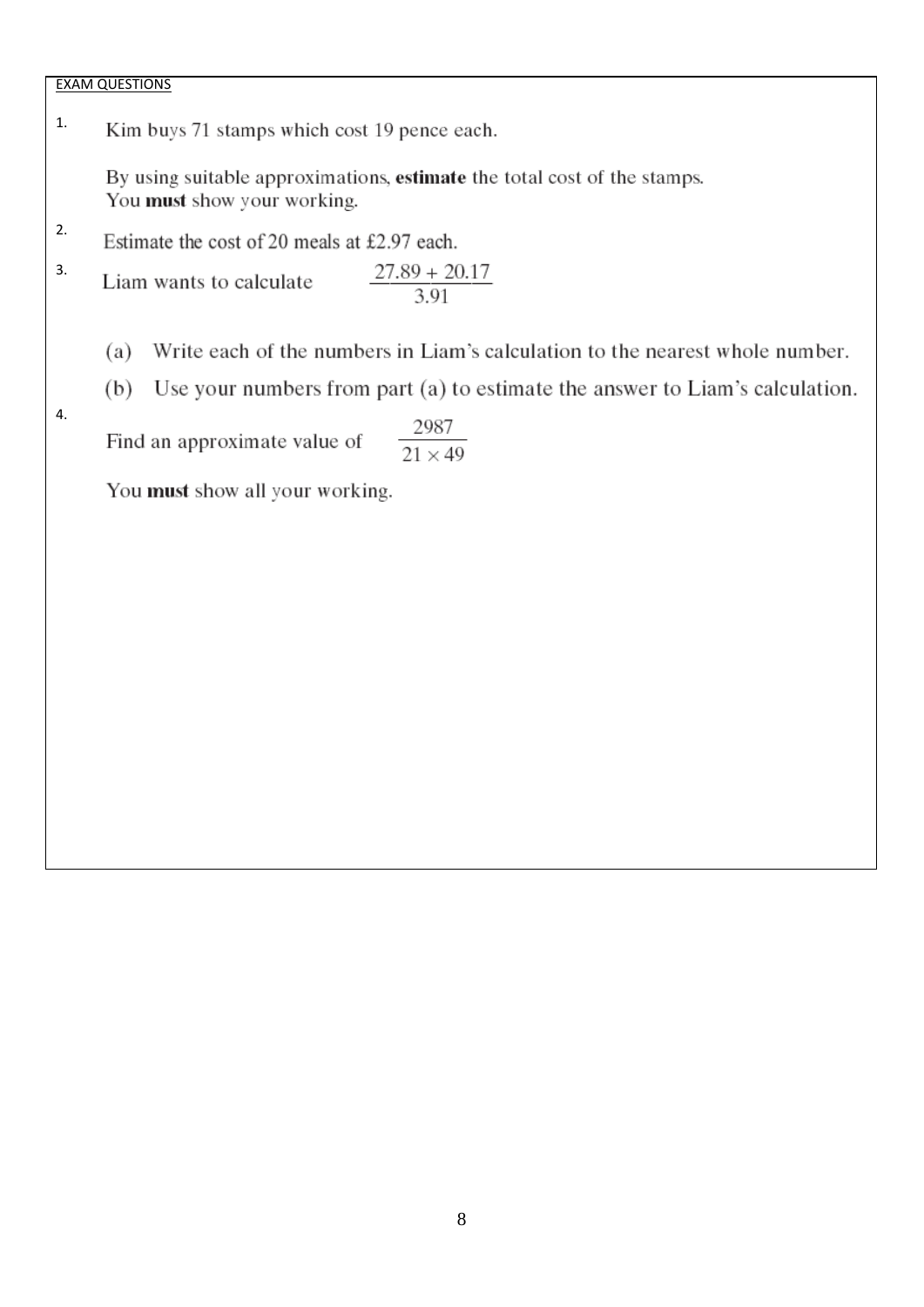EXAM QUESTIONS

1. Kim buys 71 stamps which cost 19 pence each.

   By using suitable approximations, **estimate** the total cost of the stamps.
   You **must** show your working.

2. Estimate the cost of 20 meals at £2.97 each.

3. Liam wants to calculate $\dfrac{27.89 + 20.17}{3.91}$

   (a) Write each of the numbers in Liam's calculation to the nearest whole number.

   (b) Use your numbers from part (a) to estimate the answer to Liam's calculation.

4. Find an approximate value of $\dfrac{2987}{21 \times 49}$

   You **must** show all your working.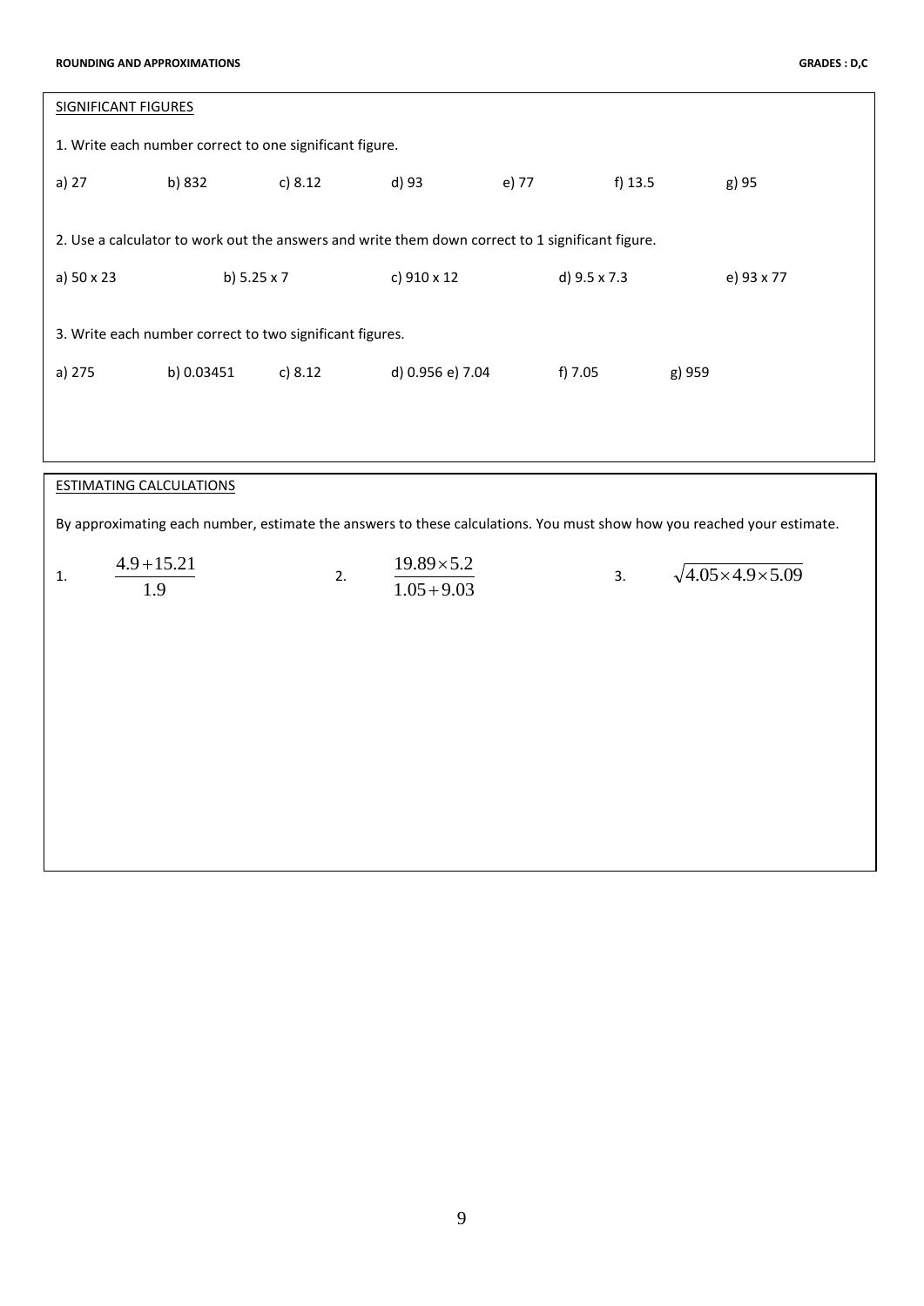## SIGNIFICANT FIGURES

1. Write each number correct to one significant figure.

a) 27 b) 832 c) 8.12 d) 93 e) 77 f) 13.5 g) 95

2. Use a calculator to work out the answers and write them down correct to 1 significant figure.

a) 50 x 23 b) 5.25 x 7 c) 910 x 12 d) 9.5 x 7.3 e) 93 x 77

3. Write each number correct to two significant figures.

a) 275 b) 0.03451 c) 8.12 d) 0.956 e) 7.04 f) 7.05 g) 959

## ESTIMATING CALCULATIONS

By approximating each number, estimate the answers to these calculations. You must show how you reached your estimate.

1. $\dfrac{4.9+15.21}{1.9}$

2. $\dfrac{19.89\times5.2}{1.05+9.03}$

3. $\sqrt{4.05\times4.9\times5.09}$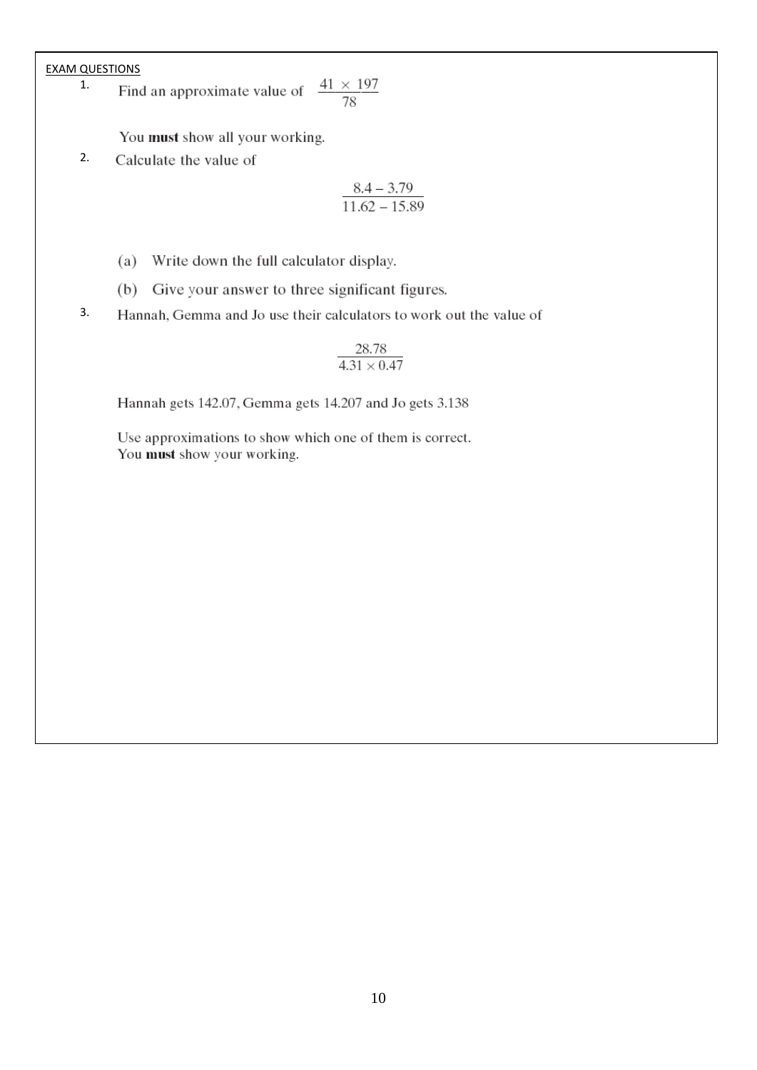EXAM QUESTIONS

1. Find an approximate value of $\frac{41 \times 197}{78}$

   You **must** show all your working.

2. Calculate the value of

$$\frac{8.4 - 3.79}{11.62 - 15.89}$$

   (a) Write down the full calculator display.

   (b) Give your answer to three significant figures.

3. Hannah, Gemma and Jo use their calculators to work out the value of

$$\frac{28.78}{4.31 \times 0.47}$$

   Hannah gets 142.07, Gemma gets 14.207 and Jo gets 3.138

   Use approximations to show which one of them is correct.
   You **must** show your working.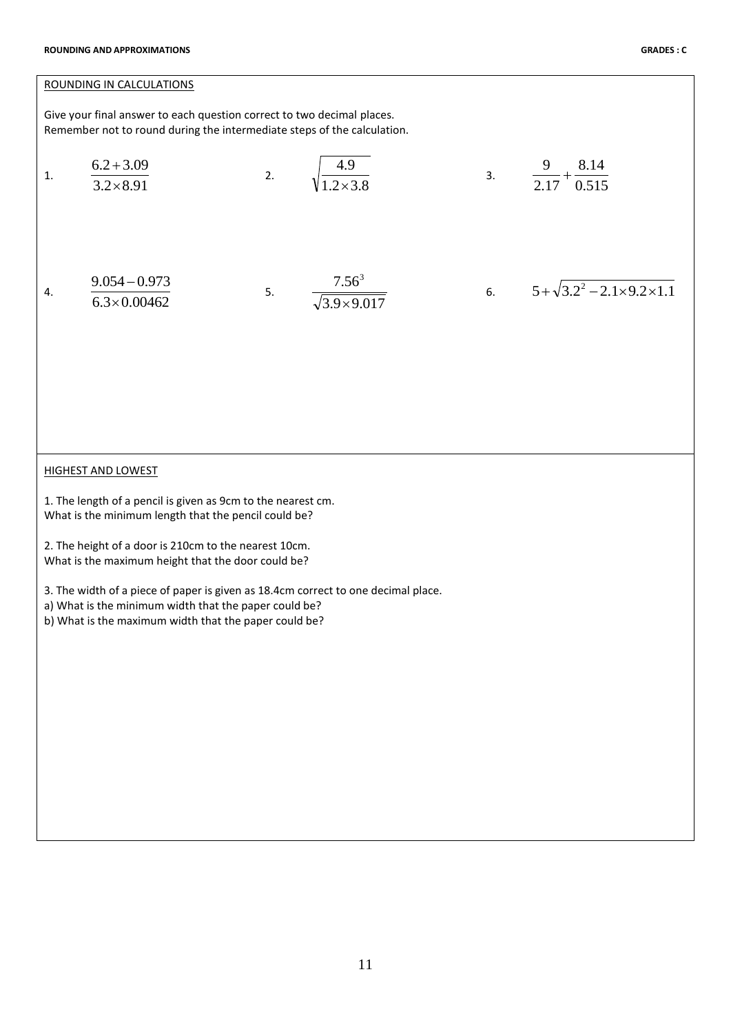ROUNDING IN CALCULATIONS

Give your final answer to each question correct to two decimal places.
Remember not to round during the intermediate steps of the calculation.

1. $\dfrac{6.2+3.09}{3.2\times 8.91}$

2. $\sqrt{\dfrac{4.9}{1.2\times 3.8}}$

3. $\dfrac{9}{2.17}+\dfrac{8.14}{0.515}$

4. $\dfrac{9.054-0.973}{6.3\times 0.00462}$

5. $\dfrac{7.56^3}{\sqrt{3.9\times 9.017}}$

6. $5+\sqrt{3.2^2-2.1\times 9.2\times 1.1}$

HIGHEST AND LOWEST

1. The length of a pencil is given as 9cm to the nearest cm.
What is the minimum length that the pencil could be?

2. The height of a door is 210cm to the nearest 10cm.
What is the maximum height that the door could be?

3. The width of a piece of paper is given as 18.4cm correct to one decimal place.
a) What is the minimum width that the paper could be?
b) What is the maximum width that the paper could be?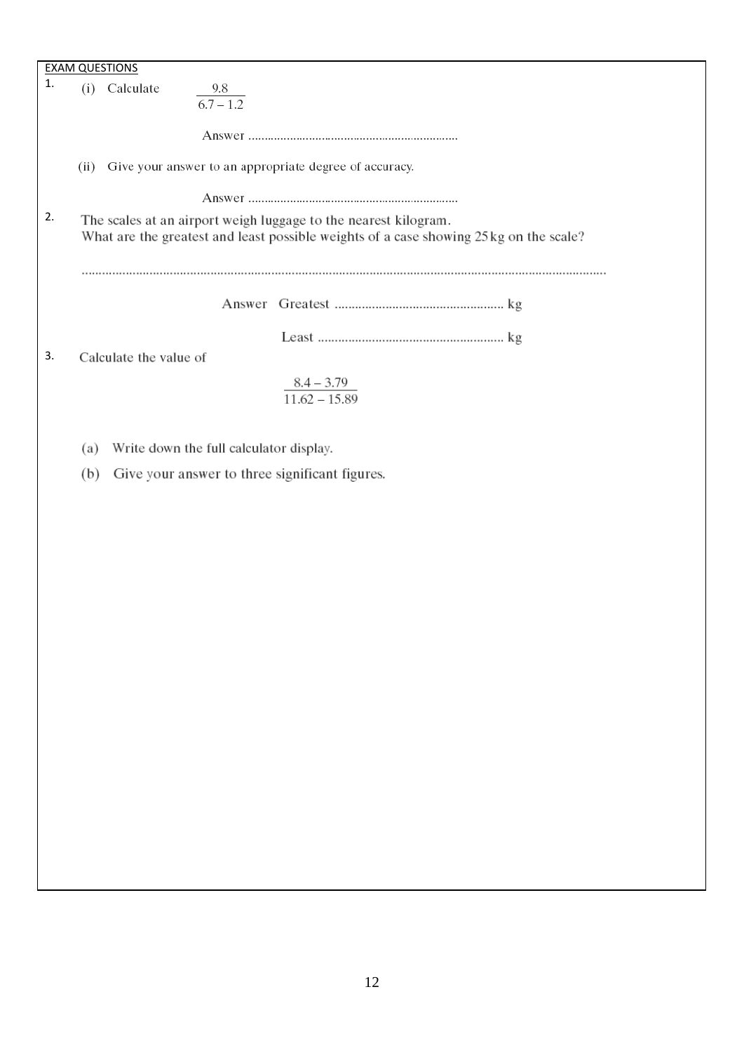EXAM QUESTIONS

1. (i) Calculate $\dfrac{9.8}{6.7 - 1.2}$

   Answer ................................................................

   (ii) Give your answer to an appropriate degree of accuracy.

   Answer ................................................................

2. The scales at an airport weigh luggage to the nearest kilogram.
   What are the greatest and least possible weights of a case showing 25 kg on the scale?

   ...........................................................................................................................................................

   Answer Greatest .................................................. kg

   Least ....................................................... kg

3. Calculate the value of

$$\frac{8.4 - 3.79}{11.62 - 15.89}$$

   (a) Write down the full calculator display.

   (b) Give your answer to three significant figures.